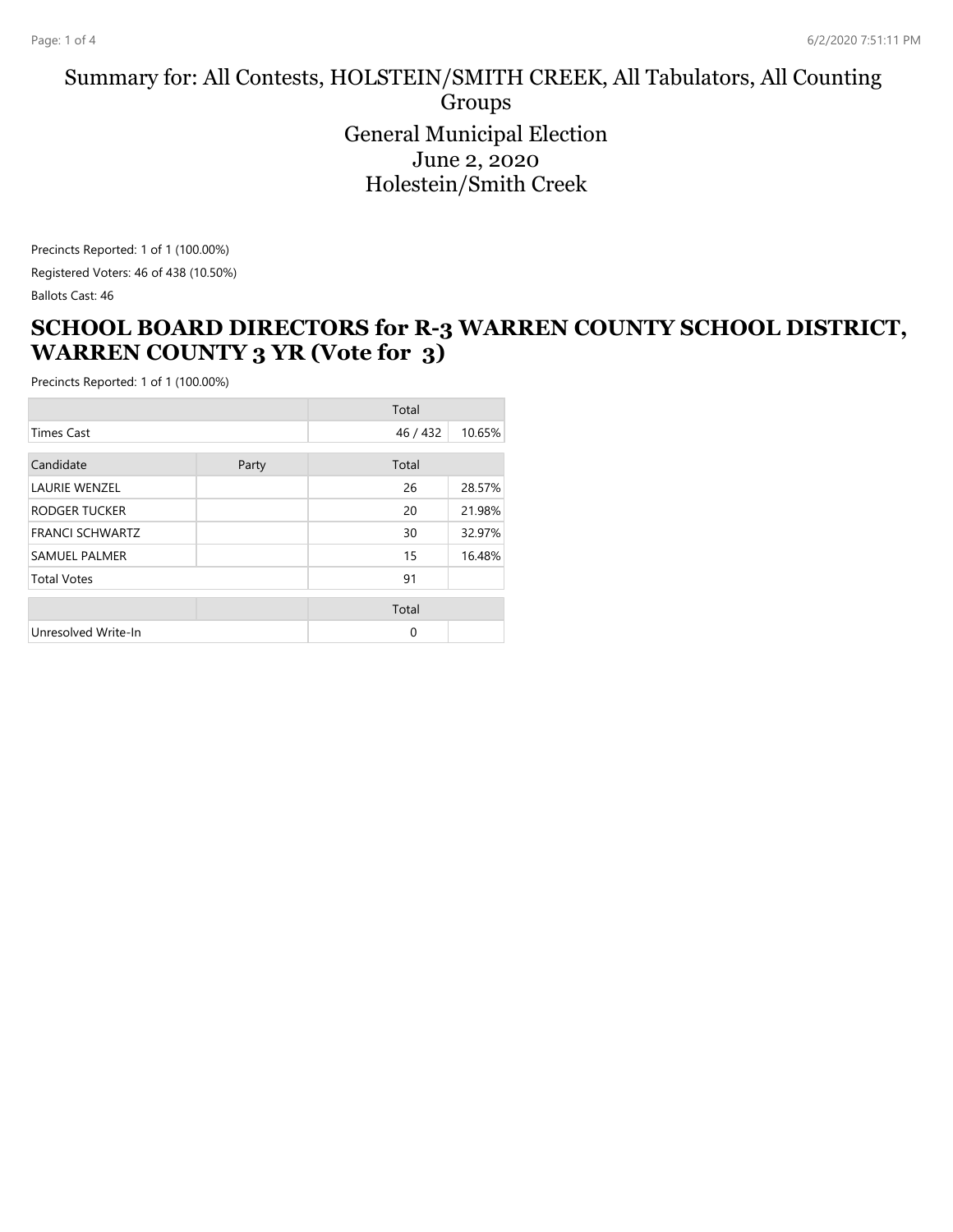# Summary for: All Contests, HOLSTEIN/SMITH CREEK, All Tabulators, All Counting Groups

## General Municipal Election
## June 2, 2020
## Holestein/Smith Creek

Precincts Reported: 1 of 1 (100.00%)

Registered Voters: 46 of 438 (10.50%)

Ballots Cast: 46

## SCHOOL BOARD DIRECTORS for R-3 WARREN COUNTY SCHOOL DISTRICT, WARREN COUNTY 3 YR (Vote for 3)

Precincts Reported: 1 of 1 (100.00%)

| | | Total | |
|---|---|---|---|
| Times Cast | | 46 / 432 | 10.65% |
| **Candidate** | **Party** | **Total** | |
| LAURIE WENZEL | | 26 | 28.57% |
| RODGER TUCKER | | 20 | 21.98% |
| FRANCI SCHWARTZ | | 30 | 32.97% |
| SAMUEL PALMER | | 15 | 16.48% |
| Total Votes | | 91 | |

| | | Total | |
|---|---|---|---|
| Unresolved Write-In | | 0 | |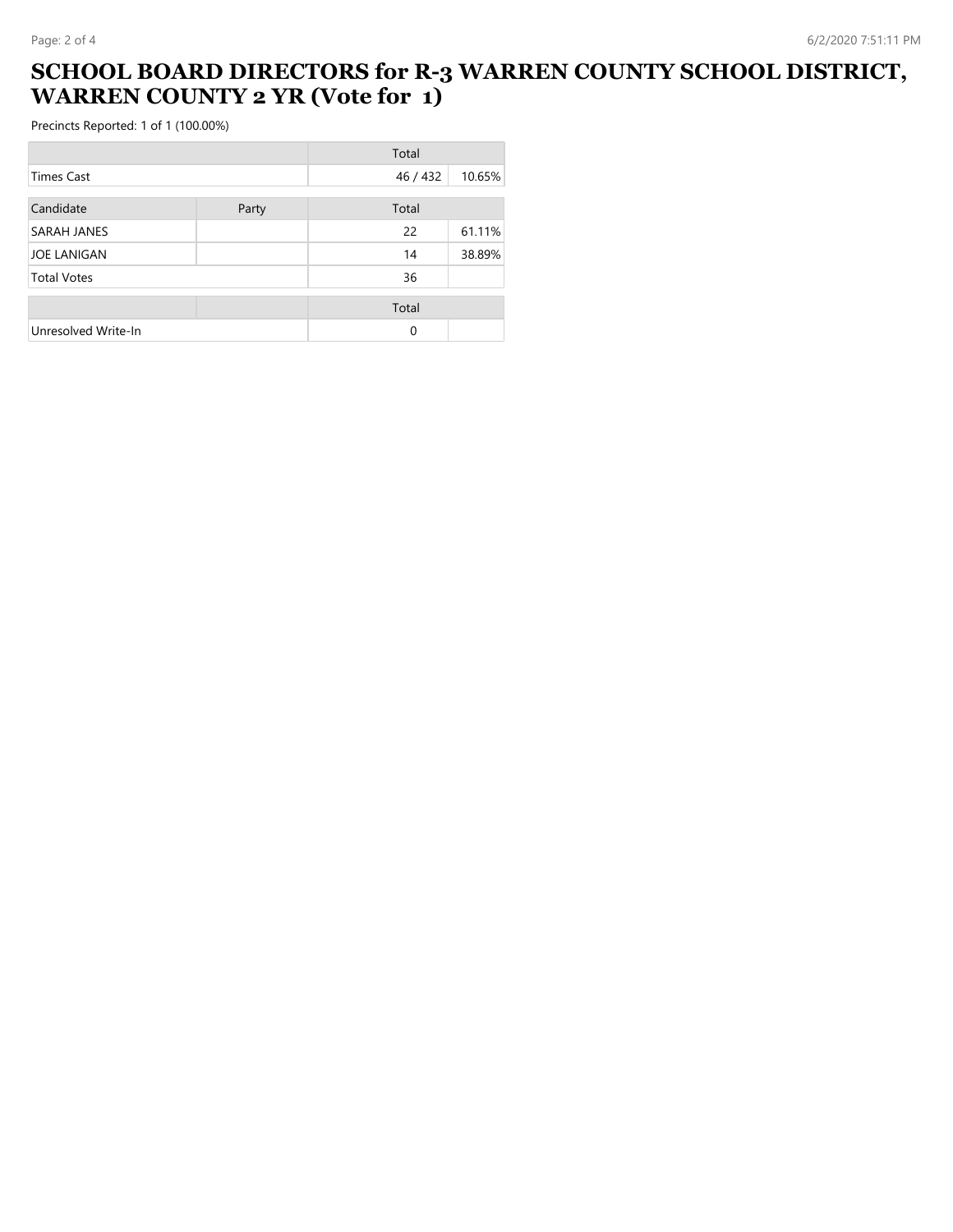# SCHOOL BOARD DIRECTORS for R-3 WARREN COUNTY SCHOOL DISTRICT, WARREN COUNTY 2 YR (Vote for 1)

Precincts Reported: 1 of 1 (100.00%)

| | | Total | |
|---|---|---|---|
| Times Cast | | 46 / 432 | 10.65% |

| Candidate | Party | Total | |
|---|---|---|---|
| SARAH JANES | | 22 | 61.11% |
| JOE LANIGAN | | 14 | 38.89% |
| Total Votes | | 36 | |

| | | Total | |
|---|---|---|---|
| Unresolved Write-In | | 0 | |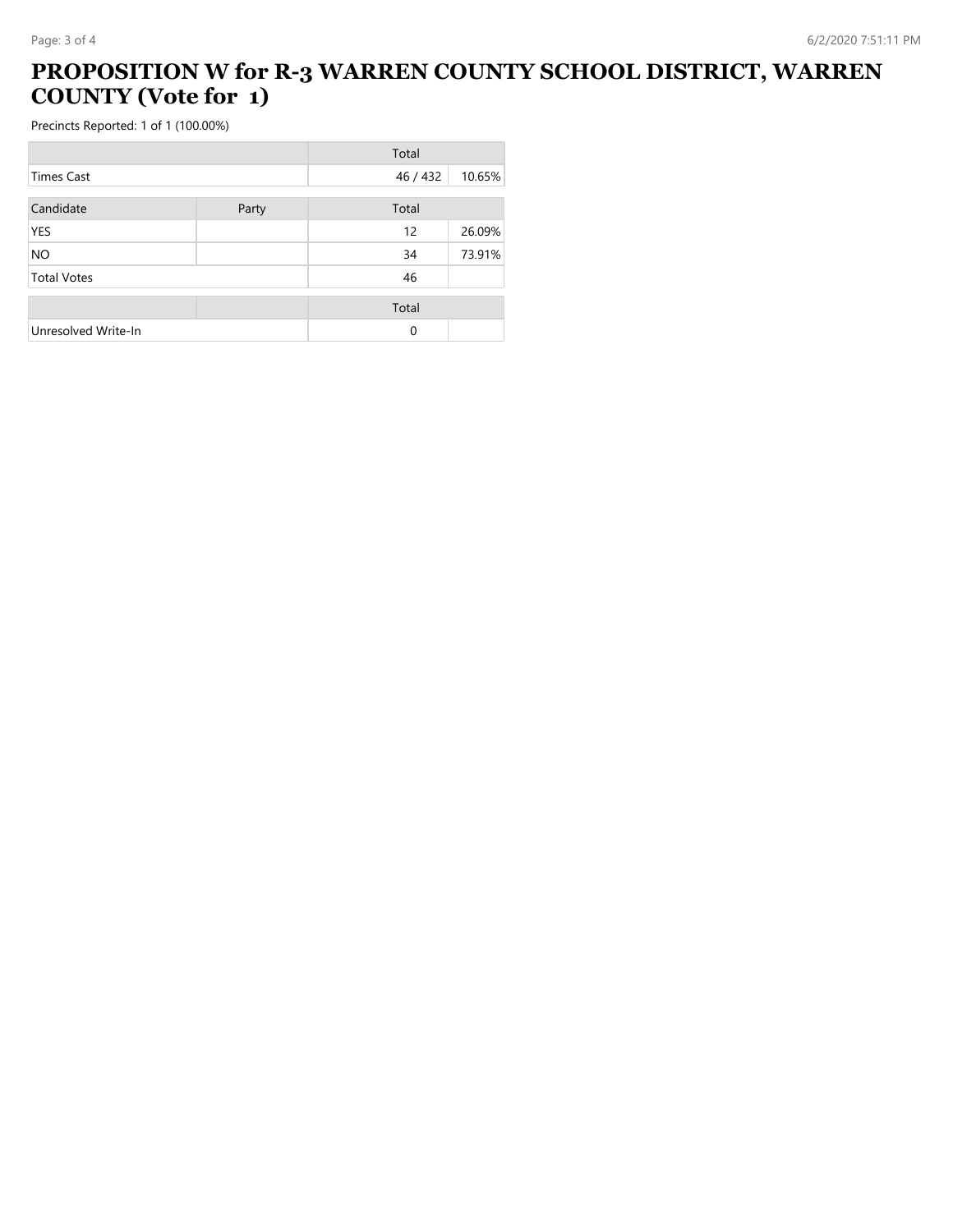# PROPOSITION W for R-3 WARREN COUNTY SCHOOL DISTRICT, WARREN COUNTY (Vote for 1)

Precincts Reported: 1 of 1 (100.00%)

| | | Total | |
|---|---|---|---|
| Times Cast | | 46 / 432 | 10.65% |

| Candidate | Party | Total | |
|---|---|---|---|
| YES | | 12 | 26.09% |
| NO | | 34 | 73.91% |
| Total Votes | | 46 | |

| | | Total | |
|---|---|---|---|
| Unresolved Write-In | | 0 | |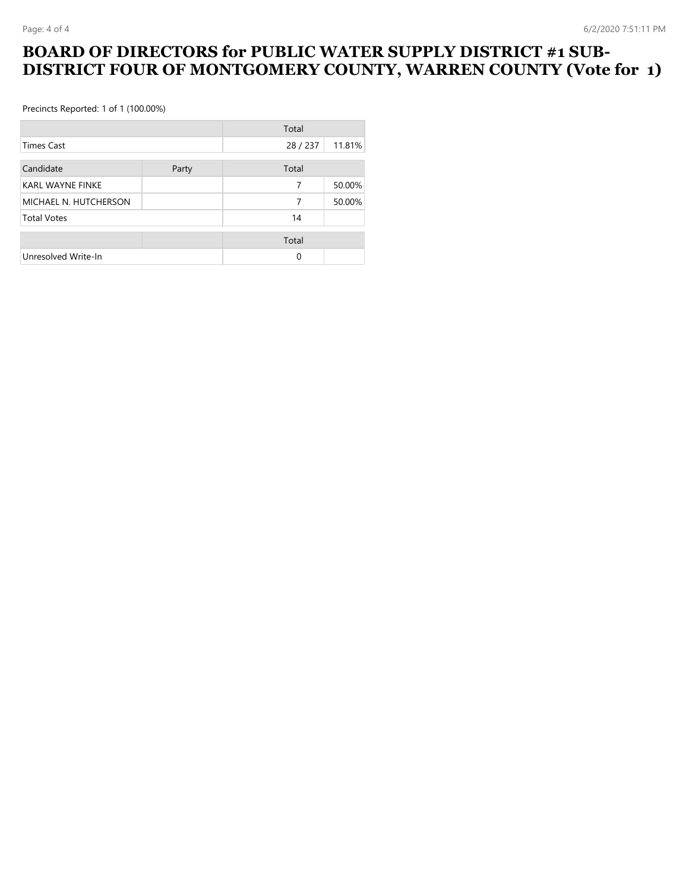# BOARD OF DIRECTORS for PUBLIC WATER SUPPLY DISTRICT #1 SUB-DISTRICT FOUR OF MONTGOMERY COUNTY, WARREN COUNTY (Vote for 1)

Precincts Reported: 1 of 1 (100.00%)

| | | Total | |
|---|---|---|---|
| Times Cast | | 28 / 237 | 11.81% |
| Candidate | Party | Total | |
| KARL WAYNE FINKE | | 7 | 50.00% |
| MICHAEL N. HUTCHERSON | | 7 | 50.00% |
| Total Votes | | 14 | |
| | | Total | |
| Unresolved Write-In | | 0 | |